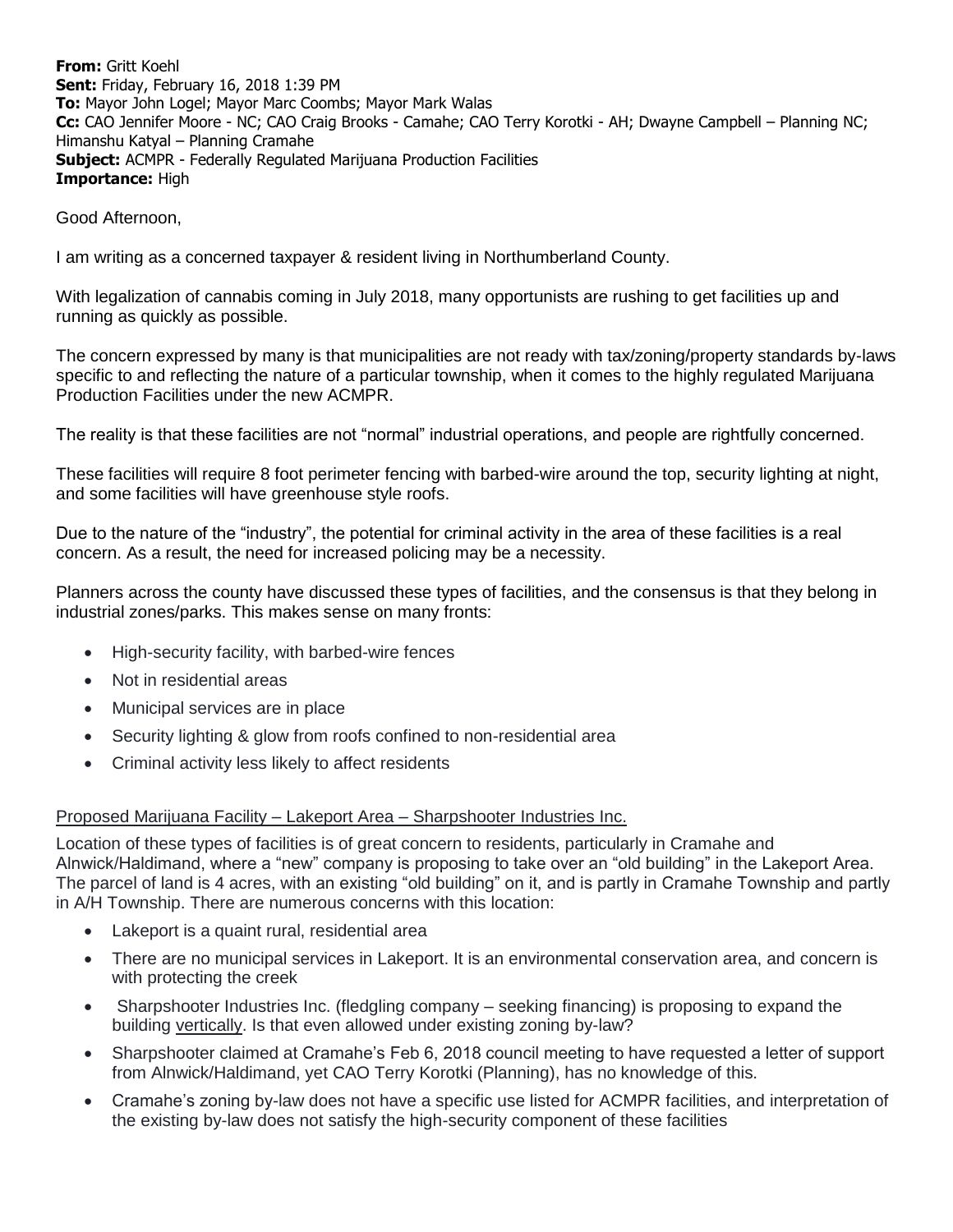**From:** Gritt Koehl  
**Sent:** Friday, February 16, 2018 1:39 PM  
**To:** Mayor John Logel; Mayor Marc Coombs; Mayor Mark Walas  
**Cc:** CAO Jennifer Moore - NC; CAO Craig Brooks - Camahe; CAO Terry Korotki - AH; Dwayne Campbell – Planning NC; Himanshu Katyal – Planning Cramahe  
**Subject:** ACMPR - Federally Regulated Marijuana Production Facilities  
**Importance:** High

Good Afternoon,

I am writing as a concerned taxpayer & resident living in Northumberland County.

With legalization of cannabis coming in July 2018, many opportunists are rushing to get facilities up and running as quickly as possible.

The concern expressed by many is that municipalities are not ready with tax/zoning/property standards by-laws specific to and reflecting the nature of a particular township, when it comes to the highly regulated Marijuana Production Facilities under the new ACMPR.

The reality is that these facilities are not "normal" industrial operations, and people are rightfully concerned.

These facilities will require 8 foot perimeter fencing with barbed-wire around the top, security lighting at night, and some facilities will have greenhouse style roofs.

Due to the nature of the "industry", the potential for criminal activity in the area of these facilities is a real concern. As a result, the need for increased policing may be a necessity.

Planners across the county have discussed these types of facilities, and the consensus is that they belong in industrial zones/parks. This makes sense on many fronts:

- High-security facility, with barbed-wire fences
- Not in residential areas
- Municipal services are in place
- Security lighting & glow from roofs confined to non-residential area
- Criminal activity less likely to affect residents

<u>Proposed Marijuana Facility – Lakeport Area – Sharpshooter Industries Inc.</u>

Location of these types of facilities is of great concern to residents, particularly in Cramahe and Alnwick/Haldimand, where a "new" company is proposing to take over an "old building" in the Lakeport Area. The parcel of land is 4 acres, with an existing "old building" on it, and is partly in Cramahe Township and partly in A/H Township. There are numerous concerns with this location:

- Lakeport is a quaint rural, residential area
- There are no municipal services in Lakeport. It is an environmental conservation area, and concern is with protecting the creek
- Sharpshooter Industries Inc. (fledgling company – seeking financing) is proposing to expand the building <u>vertically</u>. Is that even allowed under existing zoning by-law?
- Sharpshooter claimed at Cramahe's Feb 6, 2018 council meeting to have requested a letter of support from Alnwick/Haldimand, yet CAO Terry Korotki (Planning), has no knowledge of this.
- Cramahe's zoning by-law does not have a specific use listed for ACMPR facilities, and interpretation of the existing by-law does not satisfy the high-security component of these facilities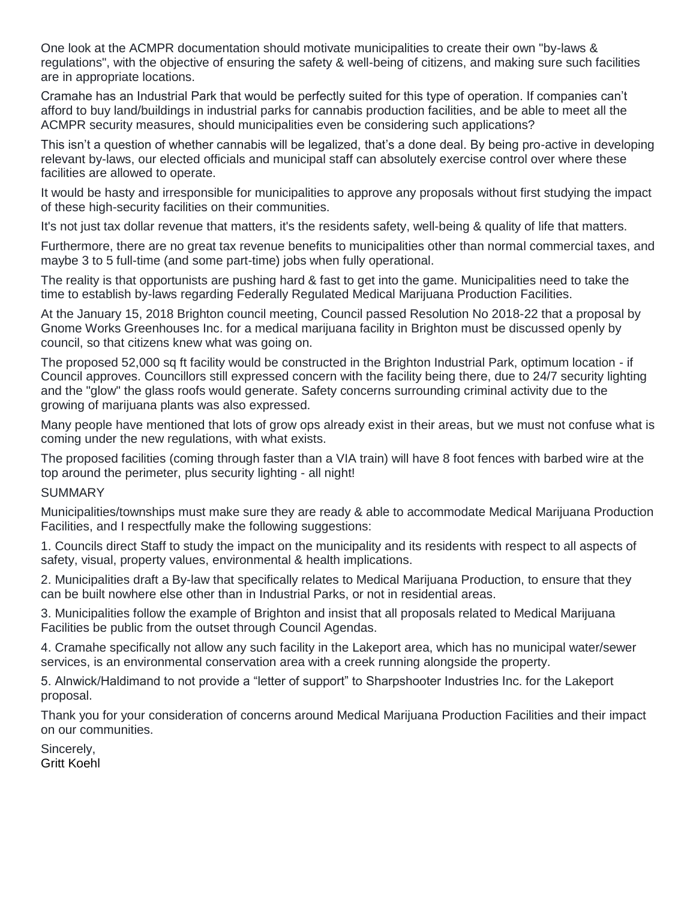One look at the ACMPR documentation should motivate municipalities to create their own "by-laws & regulations", with the objective of ensuring the safety & well-being of citizens, and making sure such facilities are in appropriate locations.

Cramahe has an Industrial Park that would be perfectly suited for this type of operation. If companies can't afford to buy land/buildings in industrial parks for cannabis production facilities, and be able to meet all the ACMPR security measures, should municipalities even be considering such applications?

This isn't a question of whether cannabis will be legalized, that's a done deal. By being pro-active in developing relevant by-laws, our elected officials and municipal staff can absolutely exercise control over where these facilities are allowed to operate.

It would be hasty and irresponsible for municipalities to approve any proposals without first studying the impact of these high-security facilities on their communities.

It's not just tax dollar revenue that matters, it's the residents safety, well-being & quality of life that matters.

Furthermore, there are no great tax revenue benefits to municipalities other than normal commercial taxes, and maybe 3 to 5 full-time (and some part-time) jobs when fully operational.

The reality is that opportunists are pushing hard & fast to get into the game. Municipalities need to take the time to establish by-laws regarding Federally Regulated Medical Marijuana Production Facilities.

At the January 15, 2018 Brighton council meeting, Council passed Resolution No 2018-22 that a proposal by Gnome Works Greenhouses Inc. for a medical marijuana facility in Brighton must be discussed openly by council, so that citizens knew what was going on.

The proposed 52,000 sq ft facility would be constructed in the Brighton Industrial Park, optimum location - if Council approves. Councillors still expressed concern with the facility being there, due to 24/7 security lighting and the "glow" the glass roofs would generate. Safety concerns surrounding criminal activity due to the growing of marijuana plants was also expressed.

Many people have mentioned that lots of grow ops already exist in their areas, but we must not confuse what is coming under the new regulations, with what exists.

The proposed facilities (coming through faster than a VIA train) will have 8 foot fences with barbed wire at the top around the perimeter, plus security lighting - all night!

SUMMARY

Municipalities/townships must make sure they are ready & able to accommodate Medical Marijuana Production Facilities, and I respectfully make the following suggestions:

1. Councils direct Staff to study the impact on the municipality and its residents with respect to all aspects of safety, visual, property values, environmental & health implications.
2. Municipalities draft a By-law that specifically relates to Medical Marijuana Production, to ensure that they can be built nowhere else other than in Industrial Parks, or not in residential areas.
3. Municipalities follow the example of Brighton and insist that all proposals related to Medical Marijuana Facilities be public from the outset through Council Agendas.
4. Cramahe specifically not allow any such facility in the Lakeport area, which has no municipal water/sewer services, is an environmental conservation area with a creek running alongside the property.
5. Alnwick/Haldimand to not provide a "letter of support" to Sharpshooter Industries Inc. for the Lakeport proposal.

Thank you for your consideration of concerns around Medical Marijuana Production Facilities and their impact on our communities.

Sincerely,
Gritt Koehl